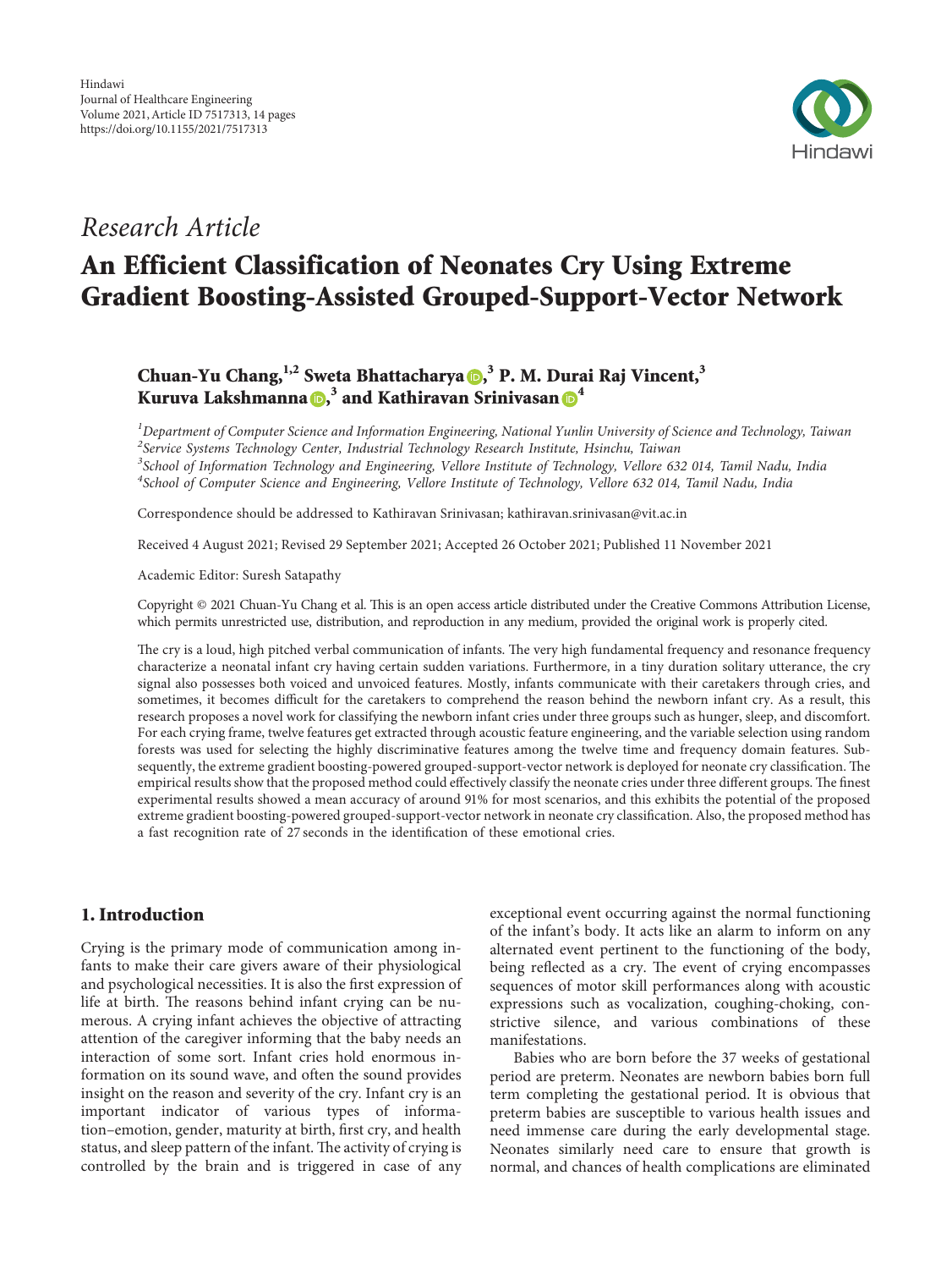Hindawi
Journal of Healthcare Engineering
Volume 2021, Article ID 7517313, 14 pages
https://doi.org/10.1155/2021/7517313

*Research Article*

# An Efficient Classification of Neonates Cry Using Extreme Gradient Boosting-Assisted Grouped-Support-Vector Network

**Chuan-Yu Chang,[1,2] Sweta Bhattacharya,[3] P. M. Durai Raj Vincent,[3] Kuruva Lakshmanna,[3] and Kathiravan Srinivasan[4]**

[1]*Department of Computer Science and Information Engineering, National Yunlin University of Science and Technology, Taiwan*
[2]*Service Systems Technology Center, Industrial Technology Research Institute, Hsinchu, Taiwan*
[3]*School of Information Technology and Engineering, Vellore Institute of Technology, Vellore 632 014, Tamil Nadu, India*
[4]*School of Computer Science and Engineering, Vellore Institute of Technology, Vellore 632 014, Tamil Nadu, India*

Correspondence should be addressed to Kathiravan Srinivasan; kathiravan.srinivasan@vit.ac.in

Received 4 August 2021; Revised 29 September 2021; Accepted 26 October 2021; Published 11 November 2021

Academic Editor: Suresh Satapathy

Copyright © 2021 Chuan-Yu Chang et al. This is an open access article distributed under the Creative Commons Attribution License, which permits unrestricted use, distribution, and reproduction in any medium, provided the original work is properly cited.

The cry is a loud, high pitched verbal communication of infants. The very high fundamental frequency and resonance frequency characterize a neonatal infant cry having certain sudden variations. Furthermore, in a tiny duration solitary utterance, the cry signal also possesses both voiced and unvoiced features. Mostly, infants communicate with their caretakers through cries, and sometimes, it becomes difficult for the caretakers to comprehend the reason behind the newborn infant cry. As a result, this research proposes a novel work for classifying the newborn infant cries under three groups such as hunger, sleep, and discomfort. For each crying frame, twelve features get extracted through acoustic feature engineering, and the variable selection using random forests was used for selecting the highly discriminative features among the twelve time and frequency domain features. Subsequently, the extreme gradient boosting-powered grouped-support-vector network is deployed for neonate cry classification. The empirical results show that the proposed method could effectively classify the neonate cries under three different groups. The finest experimental results showed a mean accuracy of around 91% for most scenarios, and this exhibits the potential of the proposed extreme gradient boosting-powered grouped-support-vector network in neonate cry classification. Also, the proposed method has a fast recognition rate of 27 seconds in the identification of these emotional cries.

## 1. Introduction

Crying is the primary mode of communication among infants to make their care givers aware of their physiological and psychological necessities. It is also the first expression of life at birth. The reasons behind infant crying can be numerous. A crying infant achieves the objective of attracting attention of the caregiver informing that the baby needs an interaction of some sort. Infant cries hold enormous information on its sound wave, and often the sound provides insight on the reason and severity of the cry. Infant cry is an important indicator of various types of information–emotion, gender, maturity at birth, first cry, and health status, and sleep pattern of the infant. The activity of crying is controlled by the brain and is triggered in case of any exceptional event occurring against the normal functioning of the infant's body. It acts like an alarm to inform on any alternated event pertinent to the functioning of the body, being reflected as a cry. The event of crying encompasses sequences of motor skill performances along with acoustic expressions such as vocalization, coughing-choking, constrictive silence, and various combinations of these manifestations.

Babies who are born before the 37 weeks of gestational period are preterm. Neonates are newborn babies born full term completing the gestational period. It is obvious that preterm babies are susceptible to various health issues and need immense care during the early developmental stage. Neonates similarly need care to ensure that growth is normal, and chances of health complications are eliminated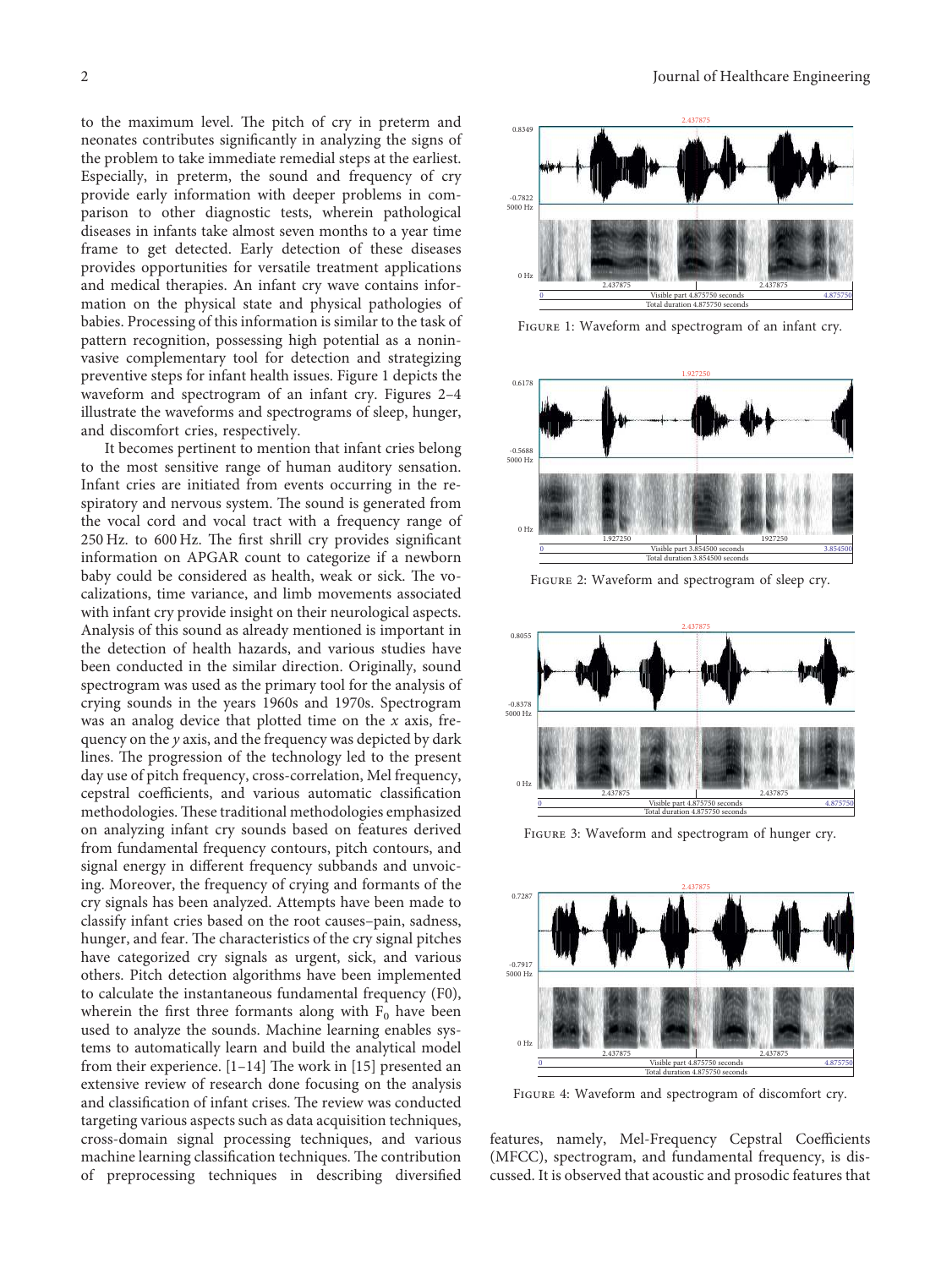to the maximum level. The pitch of cry in preterm and neonates contributes significantly in analyzing the signs of the problem to take immediate remedial steps at the earliest. Especially, in preterm, the sound and frequency of cry provide early information with deeper problems in comparison to other diagnostic tests, wherein pathological diseases in infants take almost seven months to a year time frame to get detected. Early detection of these diseases provides opportunities for versatile treatment applications and medical therapies. An infant cry wave contains information on the physical state and physical pathologies of babies. Processing of this information is similar to the task of pattern recognition, possessing high potential as a noninvasive complementary tool for detection and strategizing preventive steps for infant health issues. Figure 1 depicts the waveform and spectrogram of an infant cry. Figures 2–4 illustrate the waveforms and spectrograms of sleep, hunger, and discomfort cries, respectively.

It becomes pertinent to mention that infant cries belong to the most sensitive range of human auditory sensation. Infant cries are initiated from events occurring in the respiratory and nervous system. The sound is generated from the vocal cord and vocal tract with a frequency range of 250 Hz. to 600 Hz. The first shrill cry provides significant information on APGAR count to categorize if a newborn baby could be considered as health, weak or sick. The vocalizations, time variance, and limb movements associated with infant cry provide insight on their neurological aspects. Analysis of this sound as already mentioned is important in the detection of health hazards, and various studies have been conducted in the similar direction. Originally, sound spectrogram was used as the primary tool for the analysis of crying sounds in the years 1960s and 1970s. Spectrogram was an analog device that plotted time on the $x$ axis, frequency on the $y$ axis, and the frequency was depicted by dark lines. The progression of the technology led to the present day use of pitch frequency, cross-correlation, Mel frequency, cepstral coefficients, and various automatic classification methodologies. These traditional methodologies emphasized on analyzing infant cry sounds based on features derived from fundamental frequency contours, pitch contours, and signal energy in different frequency subbands and unvoicing. Moreover, the frequency of crying and formants of the cry signals has been analyzed. Attempts have been made to classify infant cries based on the root causes–pain, sadness, hunger, and fear. The characteristics of the cry signal pitches have categorized cry signals as urgent, sick, and various others. Pitch detection algorithms have been implemented to calculate the instantaneous fundamental frequency (F0), wherein the first three formants along with $F_0$ have been used to analyze the sounds. Machine learning enables systems to automatically learn and build the analytical model from their experience. [1–14] The work in [15] presented an extensive review of research done focusing on the analysis and classification of infant crises. The review was conducted targeting various aspects such as data acquisition techniques, cross-domain signal processing techniques, and various machine learning classification techniques. The contribution of preprocessing techniques in describing diversified features, namely, Mel-Frequency Cepstral Coefficients (MFCC), spectrogram, and fundamental frequency, is discussed. It is observed that acoustic and prosodic features that

Figure 1: Waveform and spectrogram of an infant cry.

Figure 2: Waveform and spectrogram of sleep cry.

Figure 3: Waveform and spectrogram of hunger cry.

Figure 4: Waveform and spectrogram of discomfort cry.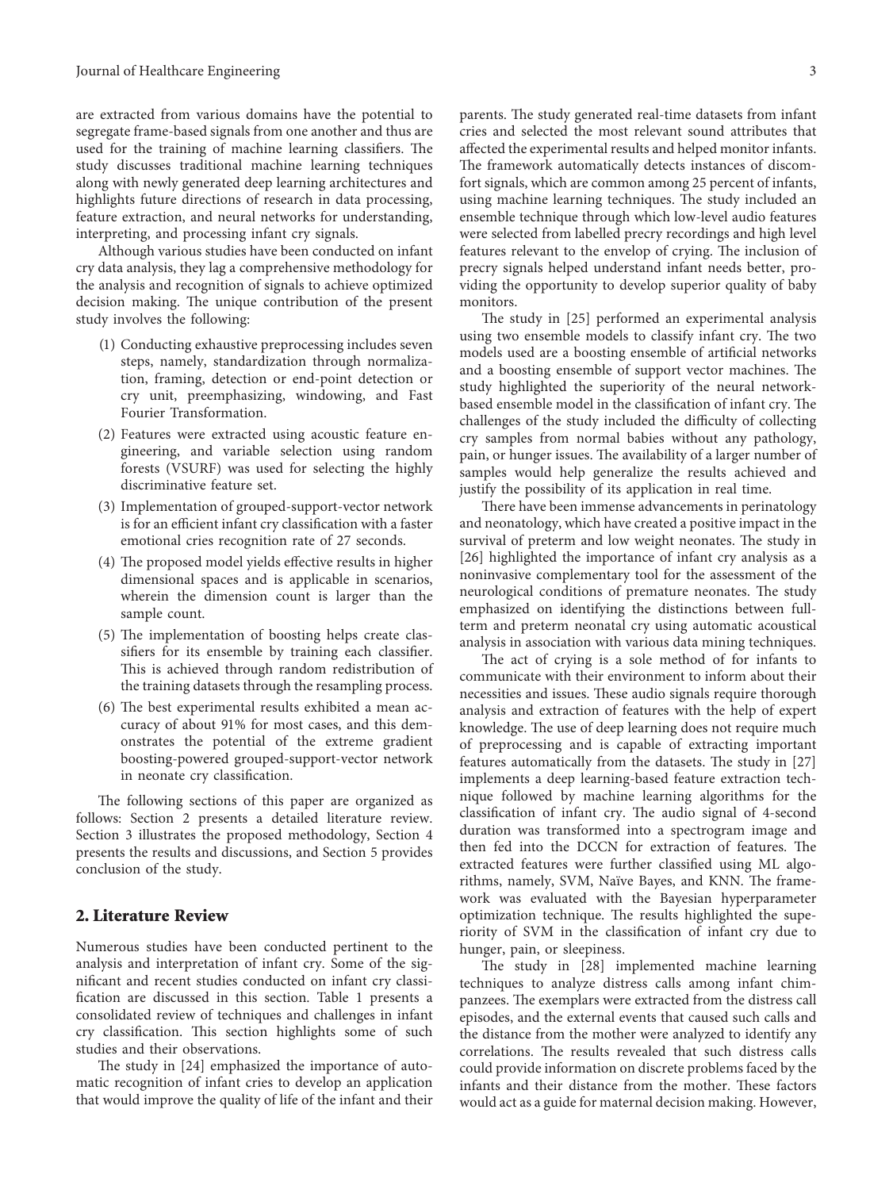are extracted from various domains have the potential to segregate frame-based signals from one another and thus are used for the training of machine learning classifiers. The study discusses traditional machine learning techniques along with newly generated deep learning architectures and highlights future directions of research in data processing, feature extraction, and neural networks for understanding, interpreting, and processing infant cry signals.

Although various studies have been conducted on infant cry data analysis, they lag a comprehensive methodology for the analysis and recognition of signals to achieve optimized decision making. The unique contribution of the present study involves the following:

(1) Conducting exhaustive preprocessing includes seven steps, namely, standardization through normalization, framing, detection or end-point detection or cry unit, preemphasizing, windowing, and Fast Fourier Transformation.

(2) Features were extracted using acoustic feature engineering, and variable selection using random forests (VSURF) was used for selecting the highly discriminative feature set.

(3) Implementation of grouped-support-vector network is for an efficient infant cry classification with a faster emotional cries recognition rate of 27 seconds.

(4) The proposed model yields effective results in higher dimensional spaces and is applicable in scenarios, wherein the dimension count is larger than the sample count.

(5) The implementation of boosting helps create classifiers for its ensemble by training each classifier. This is achieved through random redistribution of the training datasets through the resampling process.

(6) The best experimental results exhibited a mean accuracy of about 91% for most cases, and this demonstrates the potential of the extreme gradient boosting-powered grouped-support-vector network in neonate cry classification.

The following sections of this paper are organized as follows: Section 2 presents a detailed literature review. Section 3 illustrates the proposed methodology, Section 4 presents the results and discussions, and Section 5 provides conclusion of the study.

## 2. Literature Review

Numerous studies have been conducted pertinent to the analysis and interpretation of infant cry. Some of the significant and recent studies conducted on infant cry classification are discussed in this section. Table 1 presents a consolidated review of techniques and challenges in infant cry classification. This section highlights some of such studies and their observations.

The study in [24] emphasized the importance of automatic recognition of infant cries to develop an application that would improve the quality of life of the infant and their parents. The study generated real-time datasets from infant cries and selected the most relevant sound attributes that affected the experimental results and helped monitor infants. The framework automatically detects instances of discomfort signals, which are common among 25 percent of infants, using machine learning techniques. The study included an ensemble technique through which low-level audio features were selected from labelled precry recordings and high level features relevant to the envelop of crying. The inclusion of precry signals helped understand infant needs better, providing the opportunity to develop superior quality of baby monitors.

The study in [25] performed an experimental analysis using two ensemble models to classify infant cry. The two models used are a boosting ensemble of artificial networks and a boosting ensemble of support vector machines. The study highlighted the superiority of the neural network-based ensemble model in the classification of infant cry. The challenges of the study included the difficulty of collecting cry samples from normal babies without any pathology, pain, or hunger issues. The availability of a larger number of samples would help generalize the results achieved and justify the possibility of its application in real time.

There have been immense advancements in perinatology and neonatology, which have created a positive impact in the survival of preterm and low weight neonates. The study in [26] highlighted the importance of infant cry analysis as a noninvasive complementary tool for the assessment of the neurological conditions of premature neonates. The study emphasized on identifying the distinctions between full-term and preterm neonatal cry using automatic acoustical analysis in association with various data mining techniques.

The act of crying is a sole method of for infants to communicate with their environment to inform about their necessities and issues. These audio signals require thorough analysis and extraction of features with the help of expert knowledge. The use of deep learning does not require much of preprocessing and is capable of extracting important features automatically from the datasets. The study in [27] implements a deep learning-based feature extraction technique followed by machine learning algorithms for the classification of infant cry. The audio signal of 4-second duration was transformed into a spectrogram image and then fed into the DCCN for extraction of features. The extracted features were further classified using ML algorithms, namely, SVM, Naïve Bayes, and KNN. The framework was evaluated with the Bayesian hyperparameter optimization technique. The results highlighted the superiority of SVM in the classification of infant cry due to hunger, pain, or sleepiness.

The study in [28] implemented machine learning techniques to analyze distress calls among infant chimpanzees. The exemplars were extracted from the distress call episodes, and the external events that caused such calls and the distance from the mother were analyzed to identify any correlations. The results revealed that such distress calls could provide information on discrete problems faced by the infants and their distance from the mother. These factors would act as a guide for maternal decision making. However,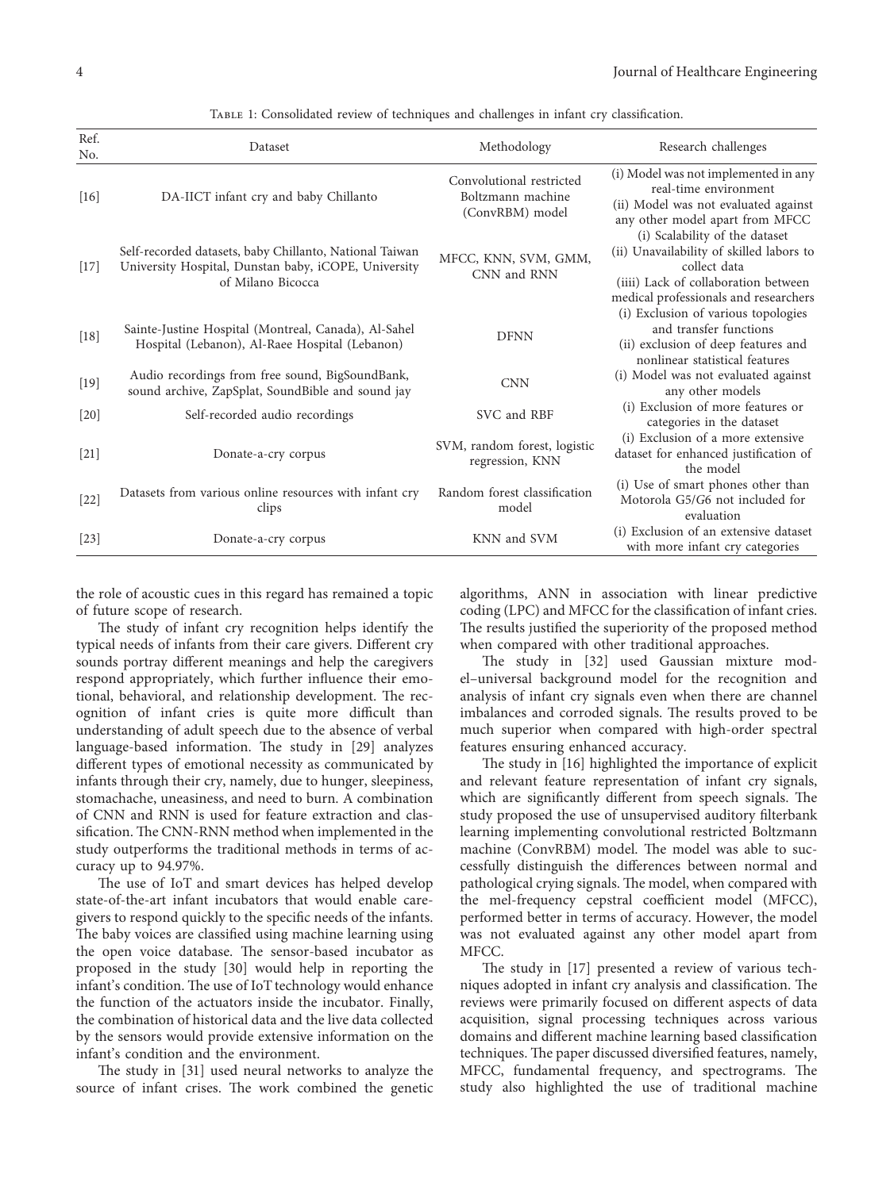Table 1: Consolidated review of techniques and challenges in infant cry classification.

| Ref. No. | Dataset | Methodology | Research challenges |
|---|---|---|---|
| [16] | DA-IICT infant cry and baby Chillanto | Convolutional restricted Boltzmann machine (ConvRBM) model | (i) Model was not implemented in any real-time environment<br>(ii) Model was not evaluated against any other model apart from MFCC |
| [17] | Self-recorded datasets, baby Chillanto, National Taiwan University Hospital, Dunstan baby, iCOPE, University of Milano Bicocca | MFCC, KNN, SVM, GMM, CNN and RNN | (i) Scalability of the dataset<br>(ii) Unavailability of skilled labors to collect data<br>(iiii) Lack of collaboration between medical professionals and researchers |
| [18] | Sainte-Justine Hospital (Montreal, Canada), Al-Sahel Hospital (Lebanon), Al-Raee Hospital (Lebanon) | DFNN | (i) Exclusion of various topologies and transfer functions<br>(ii) exclusion of deep features and nonlinear statistical features |
| [19] | Audio recordings from free sound, BigSoundBank, sound archive, ZapSplat, SoundBible and sound jay | CNN | (i) Model was not evaluated against any other models |
| [20] | Self-recorded audio recordings | SVC and RBF | (i) Exclusion of more features or categories in the dataset |
| [21] | Donate-a-cry corpus | SVM, random forest, logistic regression, KNN | (i) Exclusion of a more extensive dataset for enhanced justification of the model |
| [22] | Datasets from various online resources with infant cry clips | Random forest classification model | (i) Use of smart phones other than Motorola G5/G6 not included for evaluation |
| [23] | Donate-a-cry corpus | KNN and SVM | (i) Exclusion of an extensive dataset with more infant cry categories |

the role of acoustic cues in this regard has remained a topic of future scope of research.

The study of infant cry recognition helps identify the typical needs of infants from their care givers. Different cry sounds portray different meanings and help the caregivers respond appropriately, which further influence their emotional, behavioral, and relationship development. The recognition of infant cries is quite more difficult than understanding of adult speech due to the absence of verbal language-based information. The study in [29] analyzes different types of emotional necessity as communicated by infants through their cry, namely, due to hunger, sleepiness, stomachache, uneasiness, and need to burn. A combination of CNN and RNN is used for feature extraction and classification. The CNN-RNN method when implemented in the study outperforms the traditional methods in terms of accuracy up to 94.97%.

The use of IoT and smart devices has helped develop state-of-the-art infant incubators that would enable caregivers to respond quickly to the specific needs of the infants. The baby voices are classified using machine learning using the open voice database. The sensor-based incubator as proposed in the study [30] would help in reporting the infant's condition. The use of IoT technology would enhance the function of the actuators inside the incubator. Finally, the combination of historical data and the live data collected by the sensors would provide extensive information on the infant's condition and the environment.

The study in [31] used neural networks to analyze the source of infant crises. The work combined the genetic algorithms, ANN in association with linear predictive coding (LPC) and MFCC for the classification of infant cries. The results justified the superiority of the proposed method when compared with other traditional approaches.

The study in [32] used Gaussian mixture model–universal background model for the recognition and analysis of infant cry signals even when there are channel imbalances and corroded signals. The results proved to be much superior when compared with high-order spectral features ensuring enhanced accuracy.

The study in [16] highlighted the importance of explicit and relevant feature representation of infant cry signals, which are significantly different from speech signals. The study proposed the use of unsupervised auditory filterbank learning implementing convolutional restricted Boltzmann machine (ConvRBM) model. The model was able to successfully distinguish the differences between normal and pathological crying signals. The model, when compared with the mel-frequency cepstral coefficient model (MFCC), performed better in terms of accuracy. However, the model was not evaluated against any other model apart from MFCC.

The study in [17] presented a review of various techniques adopted in infant cry analysis and classification. The reviews were primarily focused on different aspects of data acquisition, signal processing techniques across various domains and different machine learning based classification techniques. The paper discussed diversified features, namely, MFCC, fundamental frequency, and spectrograms. The study also highlighted the use of traditional machine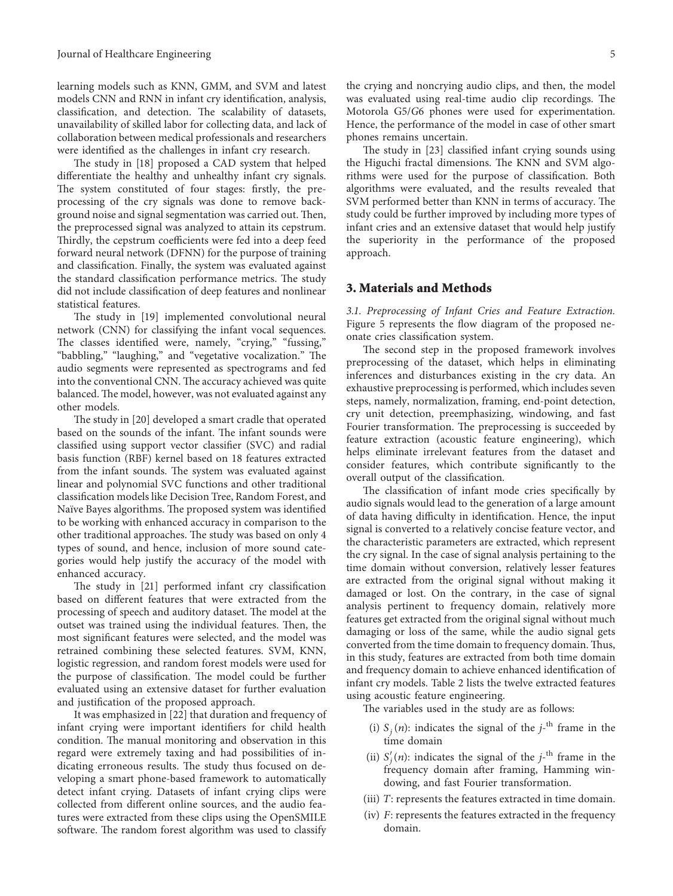learning models such as KNN, GMM, and SVM and latest models CNN and RNN in infant cry identification, analysis, classification, and detection. The scalability of datasets, unavailability of skilled labor for collecting data, and lack of collaboration between medical professionals and researchers were identified as the challenges in infant cry research.

The study in [18] proposed a CAD system that helped differentiate the healthy and unhealthy infant cry signals. The system constituted of four stages: firstly, the preprocessing of the cry signals was done to remove background noise and signal segmentation was carried out. Then, the preprocessed signal was analyzed to attain its cepstrum. Thirdly, the cepstrum coefficients were fed into a deep feed forward neural network (DFNN) for the purpose of training and classification. Finally, the system was evaluated against the standard classification performance metrics. The study did not include classification of deep features and nonlinear statistical features.

The study in [19] implemented convolutional neural network (CNN) for classifying the infant vocal sequences. The classes identified were, namely, "crying," "fussing," "babbling," "laughing," and "vegetative vocalization." The audio segments were represented as spectrograms and fed into the conventional CNN. The accuracy achieved was quite balanced. The model, however, was not evaluated against any other models.

The study in [20] developed a smart cradle that operated based on the sounds of the infant. The infant sounds were classified using support vector classifier (SVC) and radial basis function (RBF) kernel based on 18 features extracted from the infant sounds. The system was evaluated against linear and polynomial SVC functions and other traditional classification models like Decision Tree, Random Forest, and Naïve Bayes algorithms. The proposed system was identified to be working with enhanced accuracy in comparison to the other traditional approaches. The study was based on only 4 types of sound, and hence, inclusion of more sound categories would help justify the accuracy of the model with enhanced accuracy.

The study in [21] performed infant cry classification based on different features that were extracted from the processing of speech and auditory dataset. The model at the outset was trained using the individual features. Then, the most significant features were selected, and the model was retrained combining these selected features. SVM, KNN, logistic regression, and random forest models were used for the purpose of classification. The model could be further evaluated using an extensive dataset for further evaluation and justification of the proposed approach.

It was emphasized in [22] that duration and frequency of infant crying were important identifiers for child health condition. The manual monitoring and observation in this regard were extremely taxing and had possibilities of indicating erroneous results. The study thus focused on developing a smart phone-based framework to automatically detect infant crying. Datasets of infant crying clips were collected from different online sources, and the audio features were extracted from these clips using the OpenSMILE software. The random forest algorithm was used to classify the crying and noncrying audio clips, and then, the model was evaluated using real-time audio clip recordings. The Motorola G5/G6 phones were used for experimentation. Hence, the performance of the model in case of other smart phones remains uncertain.

The study in [23] classified infant crying sounds using the Higuchi fractal dimensions. The KNN and SVM algorithms were used for the purpose of classification. Both algorithms were evaluated, and the results revealed that SVM performed better than KNN in terms of accuracy. The study could be further improved by including more types of infant cries and an extensive dataset that would help justify the superiority in the performance of the proposed approach.

## 3. Materials and Methods

*3.1. Preprocessing of Infant Cries and Feature Extraction.* Figure 5 represents the flow diagram of the proposed neonate cries classification system.

The second step in the proposed framework involves preprocessing of the dataset, which helps in eliminating inferences and disturbances existing in the cry data. An exhaustive preprocessing is performed, which includes seven steps, namely, normalization, framing, end-point detection, cry unit detection, preemphasizing, windowing, and fast Fourier transformation. The preprocessing is succeeded by feature extraction (acoustic feature engineering), which helps eliminate irrelevant features from the dataset and consider features, which contribute significantly to the overall output of the classification.

The classification of infant mode cries specifically by audio signals would lead to the generation of a large amount of data having difficulty in identification. Hence, the input signal is converted to a relatively concise feature vector, and the characteristic parameters are extracted, which represent the cry signal. In the case of signal analysis pertaining to the time domain without conversion, relatively lesser features are extracted from the original signal without making it damaged or lost. On the contrary, in the case of signal analysis pertinent to frequency domain, relatively more features get extracted from the original signal without much damaging or loss of the same, while the audio signal gets converted from the time domain to frequency domain. Thus, in this study, features are extracted from both time domain and frequency domain to achieve enhanced identification of infant cry models. Table 2 lists the twelve extracted features using acoustic feature engineering.

The variables used in the study are as follows:

(i) $S_j(n)$: indicates the signal of the $j$-th frame in the time domain

(ii) $S'_j(n)$: indicates the signal of the $j$-th frame in the frequency domain after framing, Hamming windowing, and fast Fourier transformation.

(iii) $T$: represents the features extracted in time domain.

(iv) $F$: represents the features extracted in the frequency domain.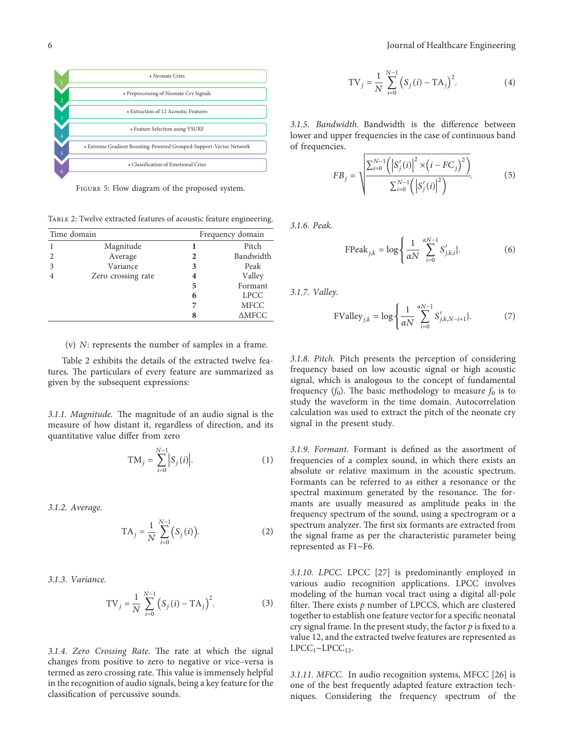1. • Neonate Cries
2. • Preprocessing of Neonate Cry Signals
3. • Extraction of 12 Acoustic Features
4. • Feature Selection using VSURF
5. • Extreme Gradient Boosting-Powered Grouped-Support-Vector Network
6. • Classification of Emotional Cries

Figure 5: Flow diagram of the proposed system.

Table 2: Twelve extracted features of acoustic feature engineering.

| Time domain | | Frequency domain | |
|---|---|---|---|
| 1 | Magnitude | **1** | Pitch |
| 2 | Average | **2** | Bandwidth |
| 3 | Variance | **3** | Peak |
| 4 | Zero crossing rate | **4** | Valley |
| | | **5** | Formant |
| | | **6** | LPCC |
| | | **7** | MFCC |
| | | **8** | ΔMFCC |

(v) $N$: represents the number of samples in a frame.

Table 2 exhibits the details of the extracted twelve features. The particulars of every feature are summarized as given by the subsequent expressions:

*3.1.1. Magnitude.* The magnitude of an audio signal is the measure of how distant it, regardless of direction, and its quantitative value differ from zero

$$\mathrm{TM}_j = \sum_{i=0}^{N-1} \left| S_j(i) \right|. \tag{1}$$

*3.1.2. Average.*

$$\mathrm{TA}_j = \frac{1}{N} \sum_{i=0}^{N-1} \left( S_j(i) \right). \tag{2}$$

*3.1.3. Variance.*

$$\mathrm{TV}_j = \frac{1}{N} \sum_{i=0}^{N-1} \left( S_j(i) - \mathrm{TA}_j \right)^2. \tag{3}$$

*3.1.4. Zero Crossing Rate.* The rate at which the signal changes from positive to zero to negative or vice–versa is termed as zero crossing rate. This value is immensely helpful in the recognition of audio signals, being a key feature for the classification of percussive sounds.

$$\mathrm{TV}_j = \frac{1}{N} \sum_{i=0}^{N-1} \left( S_j(i) - \mathrm{TA}_j \right)^2. \tag{4}$$

*3.1.5. Bandwidth.* Bandwidth is the difference between lower and upper frequencies in the case of continuous band of frequencies.

$$FB_j = \sqrt{\frac{\sum_{i=0}^{N-1} \left( \left| S_j'(i) \right|^2 \times \left( i - FC_j \right)^2 \right)}{\sum_{i=0}^{N-1} \left( \left| S_j'(i) \right|^2 \right)}}. \tag{5}$$

*3.1.6. Peak.*

$$\mathrm{FPeak}_{j,k} = \log\left\{ \frac{1}{\alpha N} \sum_{i=0}^{\alpha N-1} S_{j,k,i}' \right\}. \tag{6}$$

*3.1.7. Valley.*

$$\mathrm{FValley}_{j,k} = \log\left\{ \frac{1}{\alpha N} \sum_{i=0}^{\alpha N-1} S_{j,k,N-i+1}' \right\}. \tag{7}$$

*3.1.8. Pitch.* Pitch presents the perception of considering frequency based on low acoustic signal or high acoustic signal, which is analogous to the concept of fundamental frequency ($f_0$). The basic methodology to measure $f_0$ is to study the waveform in the time domain. Autocorrelation calculation was used to extract the pitch of the neonate cry signal in the present study.

*3.1.9. Formant.* Formant is defined as the assortment of frequencies of a complex sound, in which there exists an absolute or relative maximum in the acoustic spectrum. Formants can be referred to as either a resonance or the spectral maximum generated by the resonance. The formants are usually measured as amplitude peaks in the frequency spectrum of the sound, using a spectrogram or a spectrum analyzer. The first six formants are extracted from the signal frame as per the characteristic parameter being represented as F1~F6.

*3.1.10. LPCC.* LPCC [27] is predominantly employed in various audio recognition applications. LPCC involves modeling of the human vocal tract using a digital all-pole filter. There exists $p$ number of LPCCS, which are clustered together to establish one feature vector for a specific neonatal cry signal frame. In the present study, the factor $p$ is fixed to a value 12, and the extracted twelve features are represented as $\mathrm{LPCC}_1$~$\mathrm{LPCC}_{12}$.

*3.1.11. MFCC.* In audio recognition systems, MFCC [26] is one of the best frequently adapted feature extraction techniques. Considering the frequency spectrum of the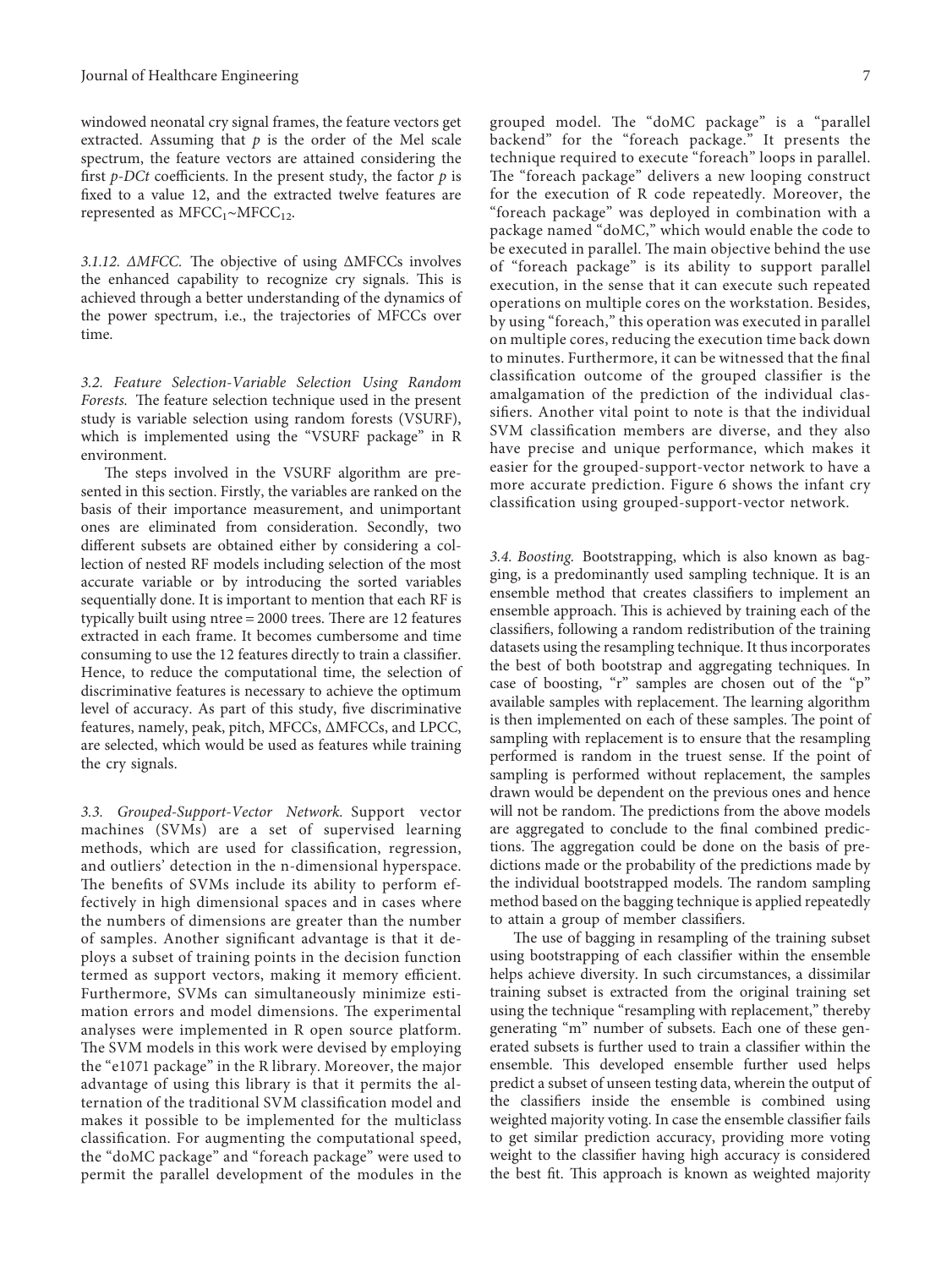windowed neonatal cry signal frames, the feature vectors get extracted. Assuming that $p$ is the order of the Mel scale spectrum, the feature vectors are attained considering the first $p$-$DCt$ coefficients. In the present study, the factor $p$ is fixed to a value 12, and the extracted twelve features are represented as $MFCC_1$~$MFCC_{12}$.

#### 3.1.12. ΔMFCC.

The objective of using ΔMFCCs involves the enhanced capability to recognize cry signals. This is achieved through a better understanding of the dynamics of the power spectrum, i.e., the trajectories of MFCCs over time.

### 3.2. Feature Selection-Variable Selection Using Random Forests.

The feature selection technique used in the present study is variable selection using random forests (VSURF), which is implemented using the "VSURF package" in R environment.

The steps involved in the VSURF algorithm are presented in this section. Firstly, the variables are ranked on the basis of their importance measurement, and unimportant ones are eliminated from consideration. Secondly, two different subsets are obtained either by considering a collection of nested RF models including selection of the most accurate variable or by introducing the sorted variables sequentially done. It is important to mention that each RF is typically built using ntree = 2000 trees. There are 12 features extracted in each frame. It becomes cumbersome and time consuming to use the 12 features directly to train a classifier. Hence, to reduce the computational time, the selection of discriminative features is necessary to achieve the optimum level of accuracy. As part of this study, five discriminative features, namely, peak, pitch, MFCCs, ΔMFCCs, and LPCC, are selected, which would be used as features while training the cry signals.

### 3.3. Grouped-Support-Vector Network.

Support vector machines (SVMs) are a set of supervised learning methods, which are used for classification, regression, and outliers' detection in the n-dimensional hyperspace. The benefits of SVMs include its ability to perform effectively in high dimensional spaces and in cases where the numbers of dimensions are greater than the number of samples. Another significant advantage is that it deploys a subset of training points in the decision function termed as support vectors, making it memory efficient. Furthermore, SVMs can simultaneously minimize estimation errors and model dimensions. The experimental analyses were implemented in R open source platform. The SVM models in this work were devised by employing the "e1071 package" in the R library. Moreover, the major advantage of using this library is that it permits the alternation of the traditional SVM classification model and makes it possible to be implemented for the multiclass classification. For augmenting the computational speed, the "doMC package" and "foreach package" were used to permit the parallel development of the modules in the grouped model. The "doMC package" is a "parallel backend" for the "foreach package." It presents the technique required to execute "foreach" loops in parallel. The "foreach package" delivers a new looping construct for the execution of R code repeatedly. Moreover, the "foreach package" was deployed in combination with a package named "doMC," which would enable the code to be executed in parallel. The main objective behind the use of "foreach package" is its ability to support parallel execution, in the sense that it can execute such repeated operations on multiple cores on the workstation. Besides, by using "foreach," this operation was executed in parallel on multiple cores, reducing the execution time back down to minutes. Furthermore, it can be witnessed that the final classification outcome of the grouped classifier is the amalgamation of the prediction of the individual classifiers. Another vital point to note is that the individual SVM classification members are diverse, and they also have precise and unique performance, which makes it easier for the grouped-support-vector network to have a more accurate prediction. Figure 6 shows the infant cry classification using grouped-support-vector network.

### 3.4. Boosting.

Bootstrapping, which is also known as bagging, is a predominantly used sampling technique. It is an ensemble method that creates classifiers to implement an ensemble approach. This is achieved by training each of the classifiers, following a random redistribution of the training datasets using the resampling technique. It thus incorporates the best of both bootstrap and aggregating techniques. In case of boosting, "r" samples are chosen out of the "p" available samples with replacement. The learning algorithm is then implemented on each of these samples. The point of sampling with replacement is to ensure that the resampling performed is random in the truest sense. If the point of sampling is performed without replacement, the samples drawn would be dependent on the previous ones and hence will not be random. The predictions from the above models are aggregated to conclude to the final combined predictions. The aggregation could be done on the basis of predictions made or the probability of the predictions made by the individual bootstrapped models. The random sampling method based on the bagging technique is applied repeatedly to attain a group of member classifiers.

The use of bagging in resampling of the training subset using bootstrapping of each classifier within the ensemble helps achieve diversity. In such circumstances, a dissimilar training subset is extracted from the original training set using the technique "resampling with replacement," thereby generating "m" number of subsets. Each one of these generated subsets is further used to train a classifier within the ensemble. This developed ensemble further used helps predict a subset of unseen testing data, wherein the output of the classifiers inside the ensemble is combined using weighted majority voting. In case the ensemble classifier fails to get similar prediction accuracy, providing more voting weight to the classifier having high accuracy is considered the best fit. This approach is known as weighted majority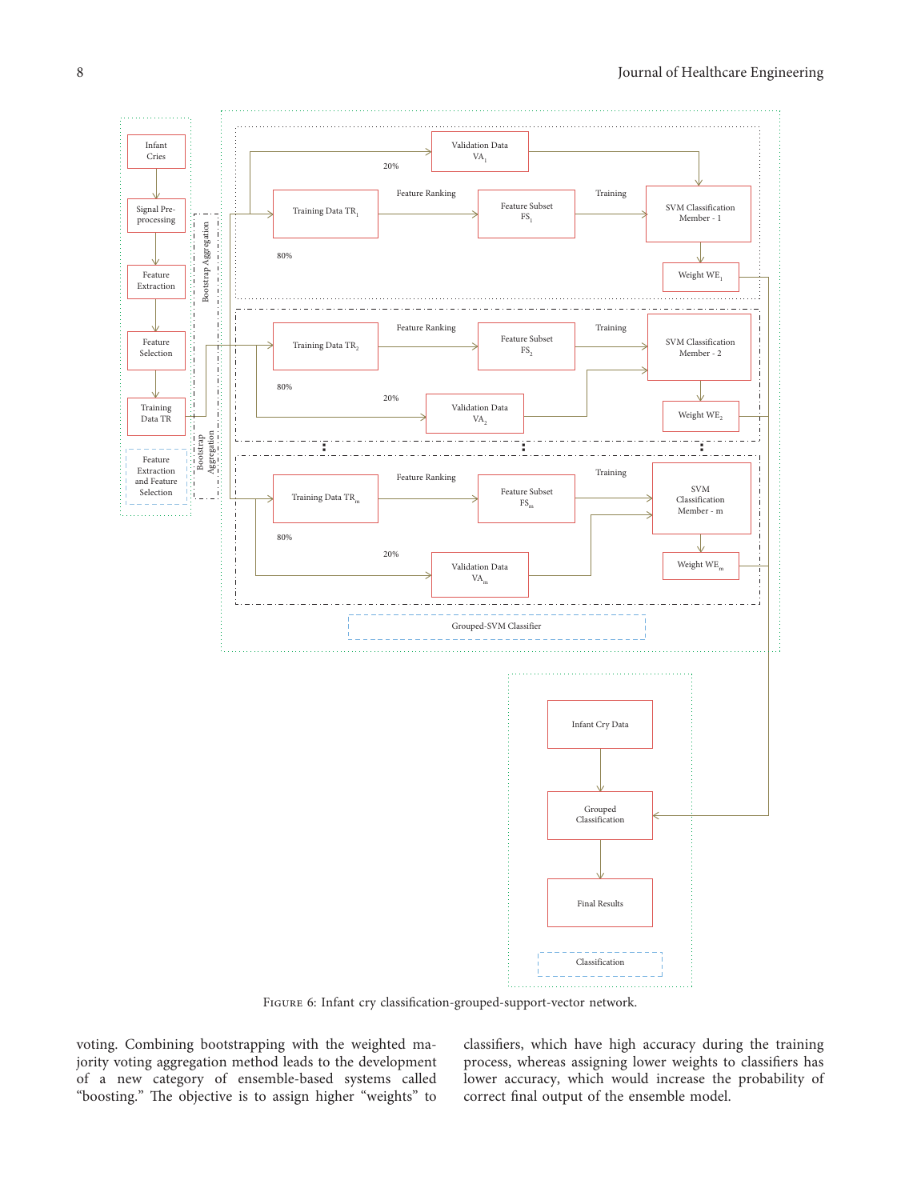Figure 6: Infant cry classification-grouped-support-vector network.

voting. Combining bootstrapping with the weighted majority voting aggregation method leads to the development of a new category of ensemble-based systems called "boosting." The objective is to assign higher "weights" to classifiers, which have high accuracy during the training process, whereas assigning lower weights to classifiers has lower accuracy, which would increase the probability of correct final output of the ensemble model.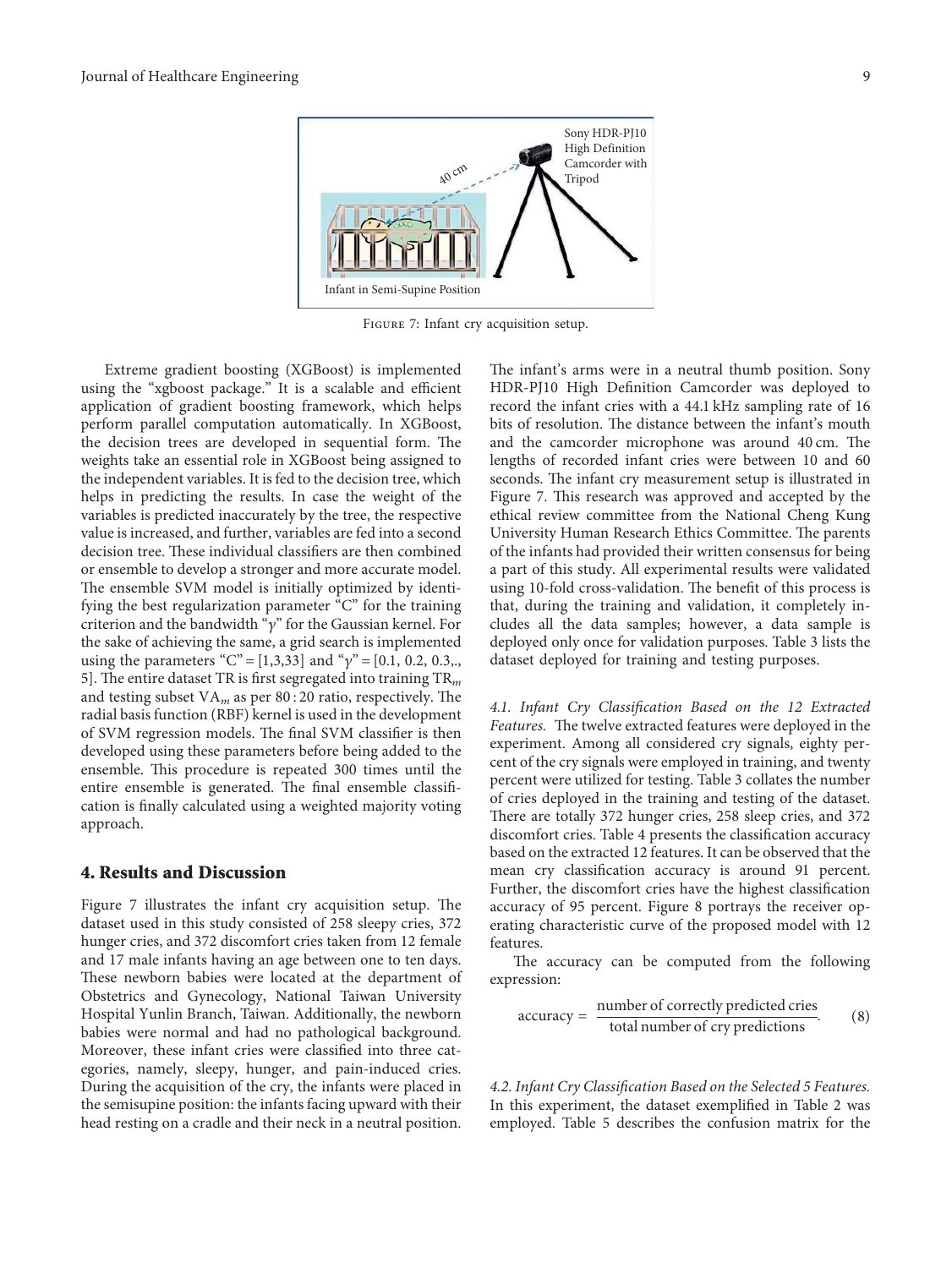Figure 7: Infant cry acquisition setup.

Extreme gradient boosting (XGBoost) is implemented using the "xgboost package." It is a scalable and efficient application of gradient boosting framework, which helps perform parallel computation automatically. In XGBoost, the decision trees are developed in sequential form. The weights take an essential role in XGBoost being assigned to the independent variables. It is fed to the decision tree, which helps in predicting the results. In case the weight of the variables is predicted inaccurately by the tree, the respective value is increased, and further, variables are fed into a second decision tree. These individual classifiers are then combined or ensemble to develop a stronger and more accurate model. The ensemble SVM model is initially optimized by identifying the best regularization parameter "C" for the training criterion and the bandwidth "$\gamma$" for the Gaussian kernel. For the sake of achieving the same, a grid search is implemented using the parameters "C" = [1,3,33] and "$\gamma$" = [0.1, 0.2, 0.3,., 5]. The entire dataset TR is first segregated into training $TR_m$ and testing subset $VA_m$ as per 80 : 20 ratio, respectively. The radial basis function (RBF) kernel is used in the development of SVM regression models. The final SVM classifier is then developed using these parameters before being added to the ensemble. This procedure is repeated 300 times until the entire ensemble is generated. The final ensemble classification is finally calculated using a weighted majority voting approach.

## 4. Results and Discussion

Figure 7 illustrates the infant cry acquisition setup. The dataset used in this study consisted of 258 sleepy cries, 372 hunger cries, and 372 discomfort cries taken from 12 female and 17 male infants having an age between one to ten days. These newborn babies were located at the department of Obstetrics and Gynecology, National Taiwan University Hospital Yunlin Branch, Taiwan. Additionally, the newborn babies were normal and had no pathological background. Moreover, these infant cries were classified into three categories, namely, sleepy, hunger, and pain-induced cries. During the acquisition of the cry, the infants were placed in the semisupine position: the infants facing upward with their head resting on a cradle and their neck in a neutral position. The infant's arms were in a neutral thumb position. Sony HDR-PJ10 High Definition Camcorder was deployed to record the infant cries with a 44.1 kHz sampling rate of 16 bits of resolution. The distance between the infant's mouth and the camcorder microphone was around 40 cm. The lengths of recorded infant cries were between 10 and 60 seconds. The infant cry measurement setup is illustrated in Figure 7. This research was approved and accepted by the ethical review committee from the National Cheng Kung University Human Research Ethics Committee. The parents of the infants had provided their written consensus for being a part of this study. All experimental results were validated using 10-fold cross-validation. The benefit of this process is that, during the training and validation, it completely includes all the data samples; however, a data sample is deployed only once for validation purposes. Table 3 lists the dataset deployed for training and testing purposes.

*4.1. Infant Cry Classification Based on the 12 Extracted Features.* The twelve extracted features were deployed in the experiment. Among all considered cry signals, eighty percent of the cry signals were employed in training, and twenty percent were utilized for testing. Table 3 collates the number of cries deployed in the training and testing of the dataset. There are totally 372 hunger cries, 258 sleep cries, and 372 discomfort cries. Table 4 presents the classification accuracy based on the extracted 12 features. It can be observed that the mean cry classification accuracy is around 91 percent. Further, the discomfort cries have the highest classification accuracy of 95 percent. Figure 8 portrays the receiver operating characteristic curve of the proposed model with 12 features.

The accuracy can be computed from the following expression:

$$\text{accuracy} = \frac{\text{number of correctly predicted cries}}{\text{total number of cry predictions}}. \quad (8)$$

*4.2. Infant Cry Classification Based on the Selected 5 Features.* In this experiment, the dataset exemplified in Table 2 was employed. Table 5 describes the confusion matrix for the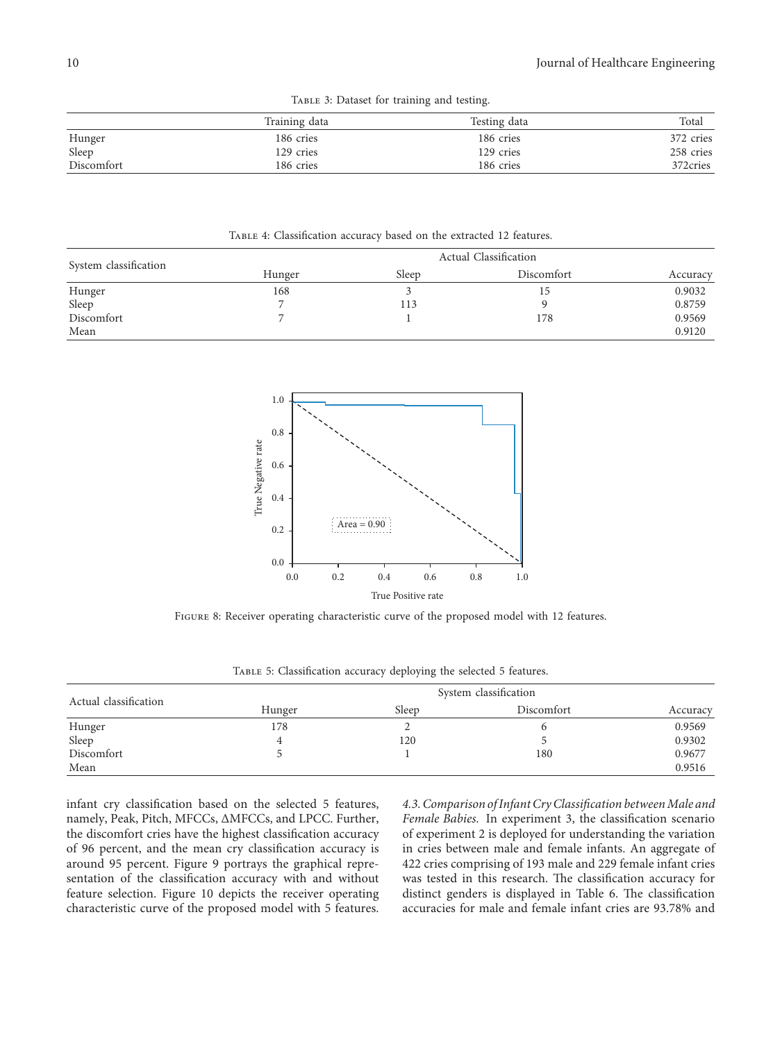Table 3: Dataset for training and testing.

| | Training data | Testing data | Total |
|---|---|---|---|
| Hunger | 186 cries | 186 cries | 372 cries |
| Sleep | 129 cries | 129 cries | 258 cries |
| Discomfort | 186 cries | 186 cries | 372cries |

Table 4: Classification accuracy based on the extracted 12 features.

| System classification | Actual Classification | | | |
|---|---|---|---|---|
| | Hunger | Sleep | Discomfort | Accuracy |
| Hunger | 168 | 3 | 15 | 0.9032 |
| Sleep | 7 | 113 | 9 | 0.8759 |
| Discomfort | 7 | 1 | 178 | 0.9569 |
| Mean | | | | 0.9120 |

Figure 8: Receiver operating characteristic curve of the proposed model with 12 features.

Table 5: Classification accuracy deploying the selected 5 features.

| Actual classification | System classification | | | |
|---|---|---|---|---|
| | Hunger | Sleep | Discomfort | Accuracy |
| Hunger | 178 | 2 | 6 | 0.9569 |
| Sleep | 4 | 120 | 5 | 0.9302 |
| Discomfort | 5 | 1 | 180 | 0.9677 |
| Mean | | | | 0.9516 |

infant cry classification based on the selected 5 features, namely, Peak, Pitch, MFCCs, ΔMFCCs, and LPCC. Further, the discomfort cries have the highest classification accuracy of 96 percent, and the mean cry classification accuracy is around 95 percent. Figure 9 portrays the graphical representation of the classification accuracy with and without feature selection. Figure 10 depicts the receiver operating characteristic curve of the proposed model with 5 features.

*4.3. Comparison of Infant Cry Classification between Male and Female Babies.* In experiment 3, the classification scenario of experiment 2 is deployed for understanding the variation in cries between male and female infants. An aggregate of 422 cries comprising of 193 male and 229 female infant cries was tested in this research. The classification accuracy for distinct genders is displayed in Table 6. The classification accuracies for male and female infant cries are 93.78% and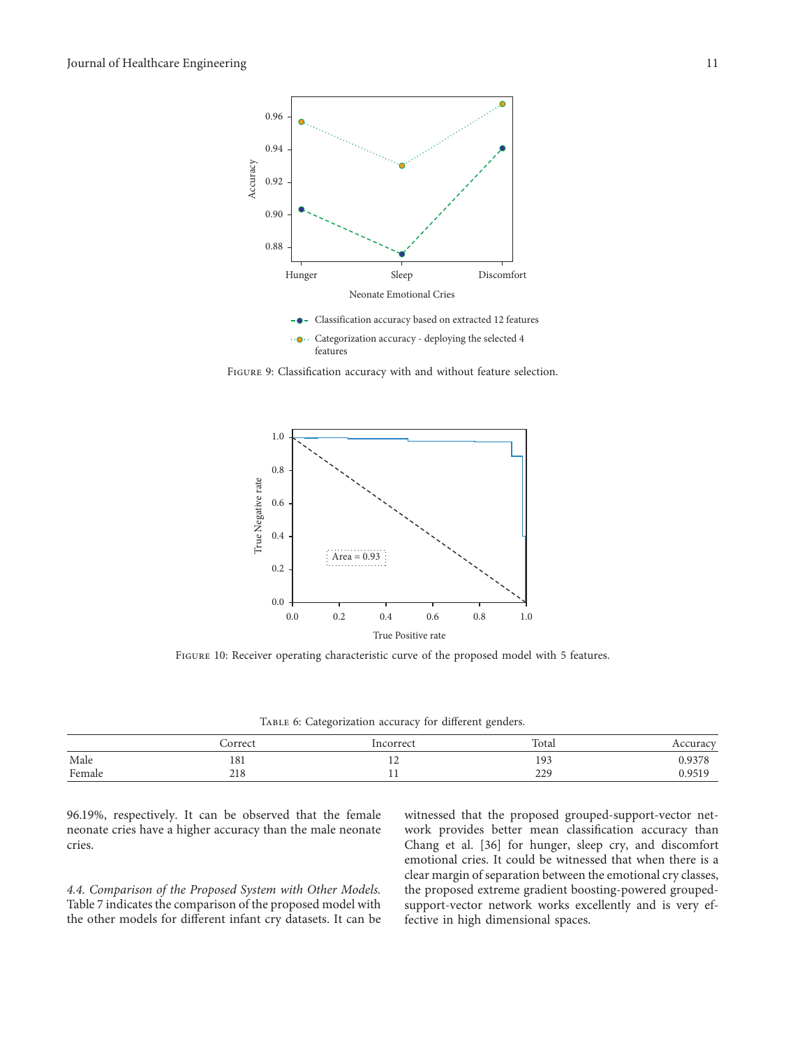Figure 9: Classification accuracy with and without feature selection.

Figure 10: Receiver operating characteristic curve of the proposed model with 5 features.

Table 6: Categorization accuracy for different genders.

| | Correct | Incorrect | Total | Accuracy |
|---|---|---|---|---|
| Male | 181 | 12 | 193 | 0.9378 |
| Female | 218 | 11 | 229 | 0.9519 |

96.19%, respectively. It can be observed that the female neonate cries have a higher accuracy than the male neonate cries.

*4.4. Comparison of the Proposed System with Other Models.* Table 7 indicates the comparison of the proposed model with the other models for different infant cry datasets. It can be witnessed that the proposed grouped-support-vector network provides better mean classification accuracy than Chang et al. [36] for hunger, sleep cry, and discomfort emotional cries. It could be witnessed that when there is a clear margin of separation between the emotional cry classes, the proposed extreme gradient boosting-powered grouped-support-vector network works excellently and is very effective in high dimensional spaces.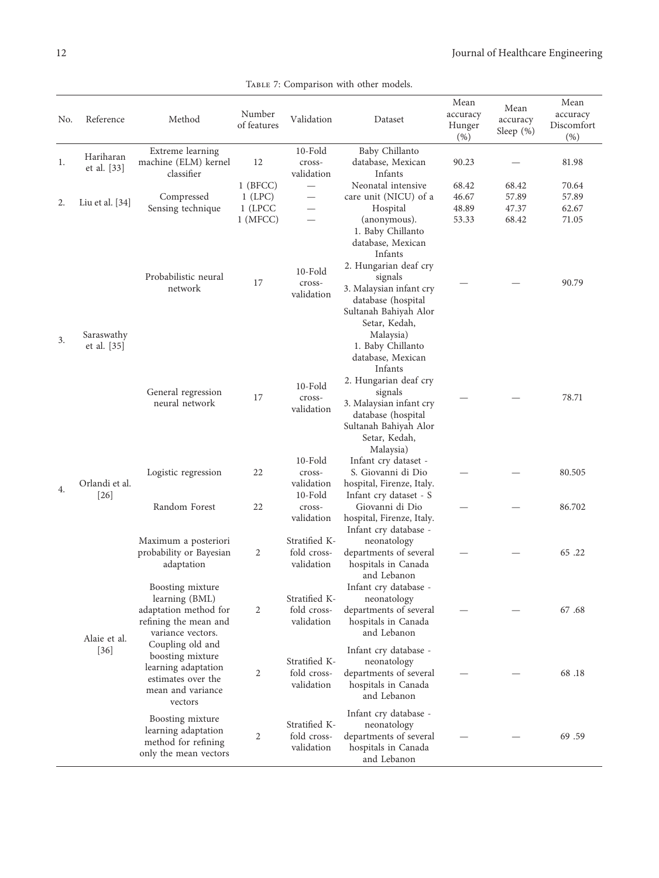Table 7: Comparison with other models.

| No. | Reference | Method | Number of features | Validation | Dataset | Mean accuracy Hunger (%) | Mean accuracy Sleep (%) | Mean accuracy Discomfort (%) |
|---|---|---|---|---|---|---|---|---|
| 1. | Hariharan et al. [33] | Extreme learning machine (ELM) kernel classifier | 12 | 10-Fold cross-validation | Baby Chillanto database, Mexican Infants | 90.23 | — | 81.98 |
| 2. | Liu et al. [34] | Compressed Sensing technique | 1 (BFCC) | — | Neonatal intensive care unit (NICU) of a Hospital (anonymous). | 68.42 | 68.42 | 70.64 |
| | | | 1 (LPC) | — | | 46.67 | 57.89 | 57.89 |
| | | | 1 (LPCC | — | | 48.89 | 47.37 | 62.67 |
| | | | 1 (MFCC) | — | | 53.33 | 68.42 | 71.05 |
| 3. | Saraswathy et al. [35] | Probabilistic neural network | 17 | 10-Fold cross-validation | 1. Baby Chillanto database, Mexican Infants 2. Hungarian deaf cry signals 3. Malaysian infant cry database (hospital Sultanah Bahiyah Alor Setar, Kedah, Malaysia) | — | — | 90.79 |
| | | General regression neural network | 17 | 10-Fold cross-validation | 1. Baby Chillanto database, Mexican Infants 2. Hungarian deaf cry signals 3. Malaysian infant cry database (hospital Sultanah Bahiyah Alor Setar, Kedah, Malaysia) | — | — | 78.71 |
| 4. | Orlandi et al. [26] | Logistic regression | 22 | 10-Fold cross-validation | Infant cry dataset - S. Giovanni di Dio hospital, Firenze, Italy. | — | — | 80.505 |
| | | Random Forest | 22 | 10-Fold cross-validation | Infant cry dataset - S Giovanni di Dio hospital, Firenze, Italy. | — | — | 86.702 |
| | Alaie et al. [36] | Maximum a posteriori probability or Bayesian adaptation | 2 | Stratified K-fold cross-validation | Infant cry database - neonatology departments of several hospitals in Canada and Lebanon | — | — | 65 .22 |
| | | Boosting mixture learning (BML) adaptation method for refining the mean and variance vectors. | 2 | Stratified K-fold cross-validation | Infant cry database - neonatology departments of several hospitals in Canada and Lebanon | — | — | 67 .68 |
| | | Coupling old and boosting mixture learning adaptation estimates over the mean and variance vectors | 2 | Stratified K-fold cross-validation | Infant cry database - neonatology departments of several hospitals in Canada and Lebanon | — | — | 68 .18 |
| | | Boosting mixture learning adaptation method for refining only the mean vectors | 2 | Stratified K-fold cross-validation | Infant cry database - neonatology departments of several hospitals in Canada and Lebanon | — | — | 69 .59 |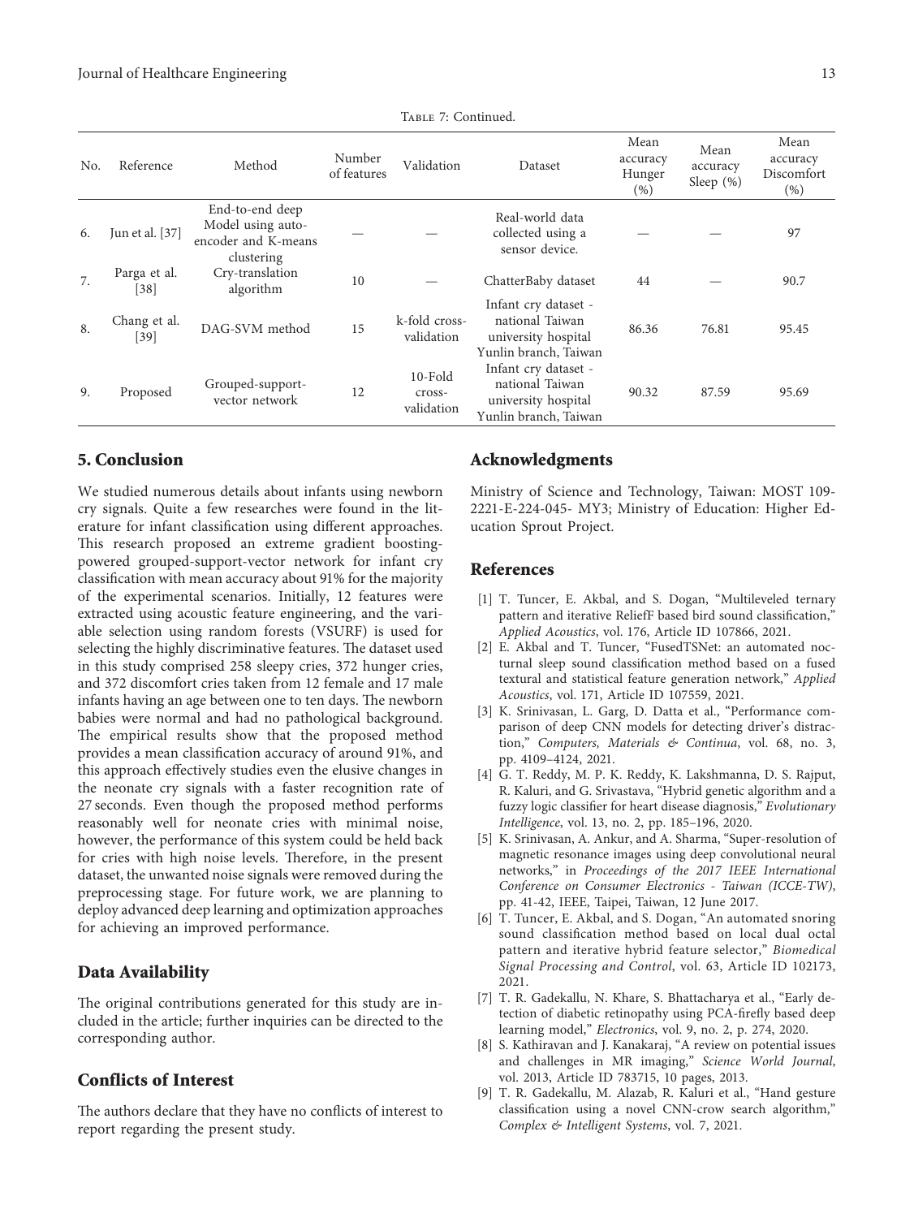Table 7: Continued.

| No. | Reference | Method | Number of features | Validation | Dataset | Mean accuracy Hunger (%) | Mean accuracy Sleep (%) | Mean accuracy Discomfort (%) |
|---|---|---|---|---|---|---|---|---|
| 6. | Jun et al. [37] | End-to-end deep Model using auto-encoder and K-means clustering | — | — | Real-world data collected using a sensor device. | — | — | 97 |
| 7. | Parga et al. [38] | Cry-translation algorithm | 10 | — | ChatterBaby dataset | 44 | — | 90.7 |
| 8. | Chang et al. [39] | DAG-SVM method | 15 | k-fold cross-validation | Infant cry dataset - national Taiwan university hospital Yunlin branch, Taiwan | 86.36 | 76.81 | 95.45 |
| 9. | Proposed | Grouped-support-vector network | 12 | 10-Fold cross-validation | Infant cry dataset - national Taiwan university hospital Yunlin branch, Taiwan | 90.32 | 87.59 | 95.69 |

## 5. Conclusion

We studied numerous details about infants using newborn cry signals. Quite a few researches were found in the literature for infant classification using different approaches. This research proposed an extreme gradient boosting-powered grouped-support-vector network for infant cry classification with mean accuracy about 91% for the majority of the experimental scenarios. Initially, 12 features were extracted using acoustic feature engineering, and the variable selection using random forests (VSURF) is used for selecting the highly discriminative features. The dataset used in this study comprised 258 sleepy cries, 372 hunger cries, and 372 discomfort cries taken from 12 female and 17 male infants having an age between one to ten days. The newborn babies were normal and had no pathological background. The empirical results show that the proposed method provides a mean classification accuracy of around 91%, and this approach effectively studies even the elusive changes in the neonate cry signals with a faster recognition rate of 27 seconds. Even though the proposed method performs reasonably well for neonate cries with minimal noise, however, the performance of this system could be held back for cries with high noise levels. Therefore, in the present dataset, the unwanted noise signals were removed during the preprocessing stage. For future work, we are planning to deploy advanced deep learning and optimization approaches for achieving an improved performance.

## Data Availability

The original contributions generated for this study are included in the article; further inquiries can be directed to the corresponding author.

## Conflicts of Interest

The authors declare that they have no conflicts of interest to report regarding the present study.

## Acknowledgments

Ministry of Science and Technology, Taiwan: MOST 109-2221-E-224-045- MY3; Ministry of Education: Higher Education Sprout Project.

## References

[1] T. Tuncer, E. Akbal, and S. Dogan, "Multileveled ternary pattern and iterative ReliefF based bird sound classification," *Applied Acoustics*, vol. 176, Article ID 107866, 2021.

[2] E. Akbal and T. Tuncer, "FusedTSNet: an automated nocturnal sleep sound classification method based on a fused textural and statistical feature generation network," *Applied Acoustics*, vol. 171, Article ID 107559, 2021.

[3] K. Srinivasan, L. Garg, D. Datta et al., "Performance comparison of deep CNN models for detecting driver's distraction," *Computers, Materials & Continua*, vol. 68, no. 3, pp. 4109–4124, 2021.

[4] G. T. Reddy, M. P. K. Reddy, K. Lakshmanna, D. S. Rajput, R. Kaluri, and G. Srivastava, "Hybrid genetic algorithm and a fuzzy logic classifier for heart disease diagnosis," *Evolutionary Intelligence*, vol. 13, no. 2, pp. 185–196, 2020.

[5] K. Srinivasan, A. Ankur, and A. Sharma, "Super-resolution of magnetic resonance images using deep convolutional neural networks," in *Proceedings of the 2017 IEEE International Conference on Consumer Electronics - Taiwan (ICCE-TW)*, pp. 41-42, IEEE, Taipei, Taiwan, 12 June 2017.

[6] T. Tuncer, E. Akbal, and S. Dogan, "An automated snoring sound classification method based on local dual octal pattern and iterative hybrid feature selector," *Biomedical Signal Processing and Control*, vol. 63, Article ID 102173, 2021.

[7] T. R. Gadekallu, N. Khare, S. Bhattacharya et al., "Early detection of diabetic retinopathy using PCA-firefly based deep learning model," *Electronics*, vol. 9, no. 2, p. 274, 2020.

[8] S. Kathiravan and J. Kanakaraj, "A review on potential issues and challenges in MR imaging," *Science World Journal*, vol. 2013, Article ID 783715, 10 pages, 2013.

[9] T. R. Gadekallu, M. Alazab, R. Kaluri et al., "Hand gesture classification using a novel CNN-crow search algorithm," *Complex & Intelligent Systems*, vol. 7, 2021.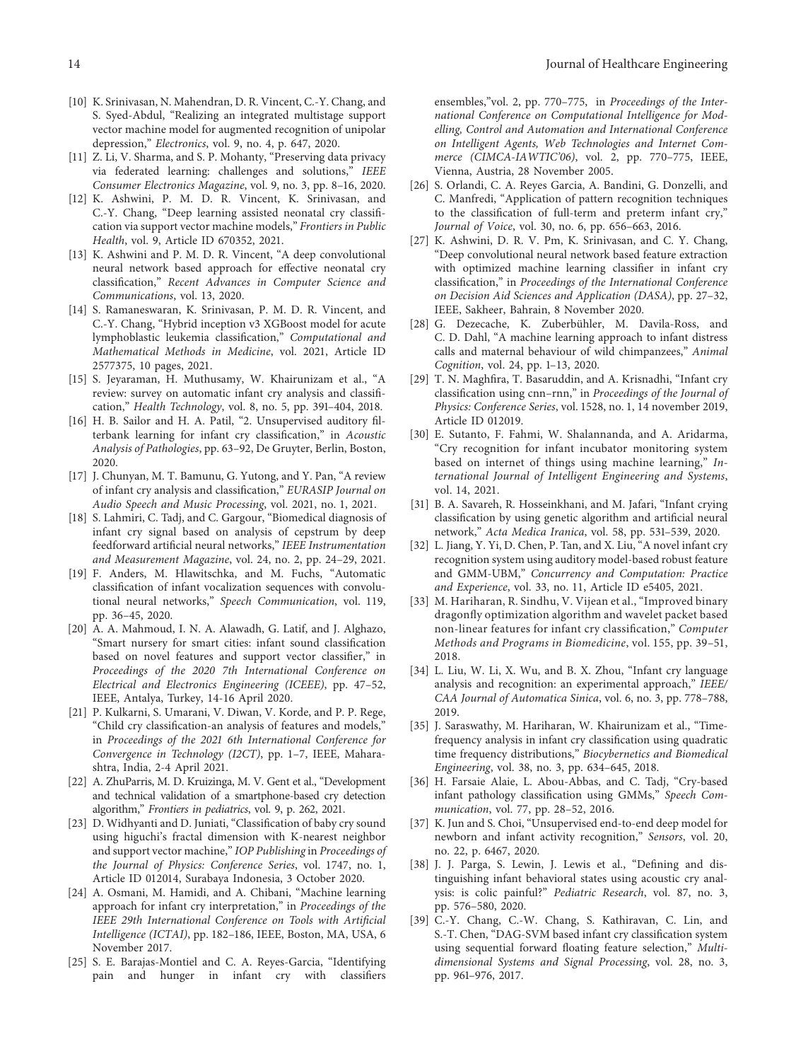[10] K. Srinivasan, N. Mahendran, D. R. Vincent, C.-Y. Chang, and S. Syed-Abdul, "Realizing an integrated multistage support vector machine model for augmented recognition of unipolar depression," *Electronics*, vol. 9, no. 4, p. 647, 2020.

[11] Z. Li, V. Sharma, and S. P. Mohanty, "Preserving data privacy via federated learning: challenges and solutions," *IEEE Consumer Electronics Magazine*, vol. 9, no. 3, pp. 8–16, 2020.

[12] K. Ashwini, P. M. D. R. Vincent, K. Srinivasan, and C.-Y. Chang, "Deep learning assisted neonatal cry classification via support vector machine models," *Frontiers in Public Health*, vol. 9, Article ID 670352, 2021.

[13] K. Ashwini and P. M. D. R. Vincent, "A deep convolutional neural network based approach for effective neonatal cry classification," *Recent Advances in Computer Science and Communications*, vol. 13, 2020.

[14] S. Ramaneswaran, K. Srinivasan, P. M. D. R. Vincent, and C.-Y. Chang, "Hybrid inception v3 XGBoost model for acute lymphoblastic leukemia classification," *Computational and Mathematical Methods in Medicine*, vol. 2021, Article ID 2577375, 10 pages, 2021.

[15] S. Jeyaraman, H. Muthusamy, W. Khairunizam et al., "A review: survey on automatic infant cry analysis and classification," *Health Technology*, vol. 8, no. 5, pp. 391–404, 2018.

[16] H. B. Sailor and H. A. Patil, "2. Unsupervised auditory filterbank learning for infant cry classification," in *Acoustic Analysis of Pathologies*, pp. 63–92, De Gruyter, Berlin, Boston, 2020.

[17] J. Chunyan, M. T. Bamunu, G. Yutong, and Y. Pan, "A review of infant cry analysis and classification," *EURASIP Journal on Audio Speech and Music Processing*, vol. 2021, no. 1, 2021.

[18] S. Lahmiri, C. Tadj, and C. Gargour, "Biomedical diagnosis of infant cry signal based on analysis of cepstrum by deep feedforward artificial neural networks," *IEEE Instrumentation and Measurement Magazine*, vol. 24, no. 2, pp. 24–29, 2021.

[19] F. Anders, M. Hlawitschka, and M. Fuchs, "Automatic classification of infant vocalization sequences with convolutional neural networks," *Speech Communication*, vol. 119, pp. 36–45, 2020.

[20] A. A. Mahmoud, I. N. A. Alawadh, G. Latif, and J. Alghazo, "Smart nursery for smart cities: infant sound classification based on novel features and support vector classifier," in *Proceedings of the 2020 7th International Conference on Electrical and Electronics Engineering (ICEEE)*, pp. 47–52, IEEE, Antalya, Turkey, 14-16 April 2020.

[21] P. Kulkarni, S. Umarani, V. Diwan, V. Korde, and P. P. Rege, "Child cry classification-an analysis of features and models," in *Proceedings of the 2021 6th International Conference for Convergence in Technology (I2CT)*, pp. 1–7, IEEE, Maharashtra, India, 2-4 April 2021.

[22] A. ZhuParris, M. D. Kruizinga, M. V. Gent et al., "Development and technical validation of a smartphone-based cry detection algorithm," *Frontiers in pediatrics*, vol. 9, p. 262, 2021.

[23] D. Widhyanti and D. Juniati, "Classification of baby cry sound using higuchi's fractal dimension with K-nearest neighbor and support vector machine," *IOP Publishing* in *Proceedings of the Journal of Physics: Conference Series*, vol. 1747, no. 1, Article ID 012014, Surabaya Indonesia, 3 October 2020.

[24] A. Osmani, M. Hamidi, and A. Chibani, "Machine learning approach for infant cry interpretation," in *Proceedings of the IEEE 29th International Conference on Tools with Artificial Intelligence (ICTAI)*, pp. 182–186, IEEE, Boston, MA, USA, 6 November 2017.

[25] S. E. Barajas-Montiel and C. A. Reyes-Garcia, "Identifying pain and hunger in infant cry with classifiers ensembles,"vol. 2, pp. 770–775, in *Proceedings of the International Conference on Computational Intelligence for Modelling, Control and Automation and International Conference on Intelligent Agents, Web Technologies and Internet Commerce (CIMCA-IAWTIC'06)*, vol. 2, pp. 770–775, IEEE, Vienna, Austria, 28 November 2005.

[26] S. Orlandi, C. A. Reyes Garcia, A. Bandini, G. Donzelli, and C. Manfredi, "Application of pattern recognition techniques to the classification of full-term and preterm infant cry," *Journal of Voice*, vol. 30, no. 6, pp. 656–663, 2016.

[27] K. Ashwini, D. R. V. Pm, K. Srinivasan, and C. Y. Chang, "Deep convolutional neural network based feature extraction with optimized machine learning classifier in infant cry classification," in *Proceedings of the International Conference on Decision Aid Sciences and Application (DASA)*, pp. 27–32, IEEE, Sakheer, Bahrain, 8 November 2020.

[28] G. Dezecache, K. Zuberbühler, M. Davila-Ross, and C. D. Dahl, "A machine learning approach to infant distress calls and maternal behaviour of wild chimpanzees," *Animal Cognition*, vol. 24, pp. 1–13, 2020.

[29] T. N. Maghfira, T. Basaruddin, and A. Krisnadhi, "Infant cry classification using cnn–rnn," in *Proceedings of the Journal of Physics: Conference Series*, vol. 1528, no. 1, 14 november 2019, Article ID 012019.

[30] E. Sutanto, F. Fahmi, W. Shalannanda, and A. Aridarma, "Cry recognition for infant incubator monitoring system based on internet of things using machine learning," *International Journal of Intelligent Engineering and Systems*, vol. 14, 2021.

[31] B. A. Savareh, R. Hosseinkhani, and M. Jafari, "Infant crying classification by using genetic algorithm and artificial neural network," *Acta Medica Iranica*, vol. 58, pp. 531–539, 2020.

[32] L. Jiang, Y. Yi, D. Chen, P. Tan, and X. Liu, "A novel infant cry recognition system using auditory model-based robust feature and GMM-UBM," *Concurrency and Computation: Practice and Experience*, vol. 33, no. 11, Article ID e5405, 2021.

[33] M. Hariharan, R. Sindhu, V. Vijean et al., "Improved binary dragonfly optimization algorithm and wavelet packet based non-linear features for infant cry classification," *Computer Methods and Programs in Biomedicine*, vol. 155, pp. 39–51, 2018.

[34] L. Liu, W. Li, X. Wu, and B. X. Zhou, "Infant cry language analysis and recognition: an experimental approach," *IEEE/CAA Journal of Automatica Sinica*, vol. 6, no. 3, pp. 778–788, 2019.

[35] J. Saraswathy, M. Hariharan, W. Khairunizam et al., "Time-frequency analysis in infant cry classification using quadratic time frequency distributions," *Biocybernetics and Biomedical Engineering*, vol. 38, no. 3, pp. 634–645, 2018.

[36] H. Farsaie Alaie, L. Abou-Abbas, and C. Tadj, "Cry-based infant pathology classification using GMMs," *Speech Communication*, vol. 77, pp. 28–52, 2016.

[37] K. Jun and S. Choi, "Unsupervised end-to-end deep model for newborn and infant activity recognition," *Sensors*, vol. 20, no. 22, p. 6467, 2020.

[38] J. J. Parga, S. Lewin, J. Lewis et al., "Defining and distinguishing infant behavioral states using acoustic cry analysis: is colic painful?" *Pediatric Research*, vol. 87, no. 3, pp. 576–580, 2020.

[39] C.-Y. Chang, C.-W. Chang, S. Kathiravan, C. Lin, and S.-T. Chen, "DAG-SVM based infant cry classification system using sequential forward floating feature selection," *Multidimensional Systems and Signal Processing*, vol. 28, no. 3, pp. 961–976, 2017.